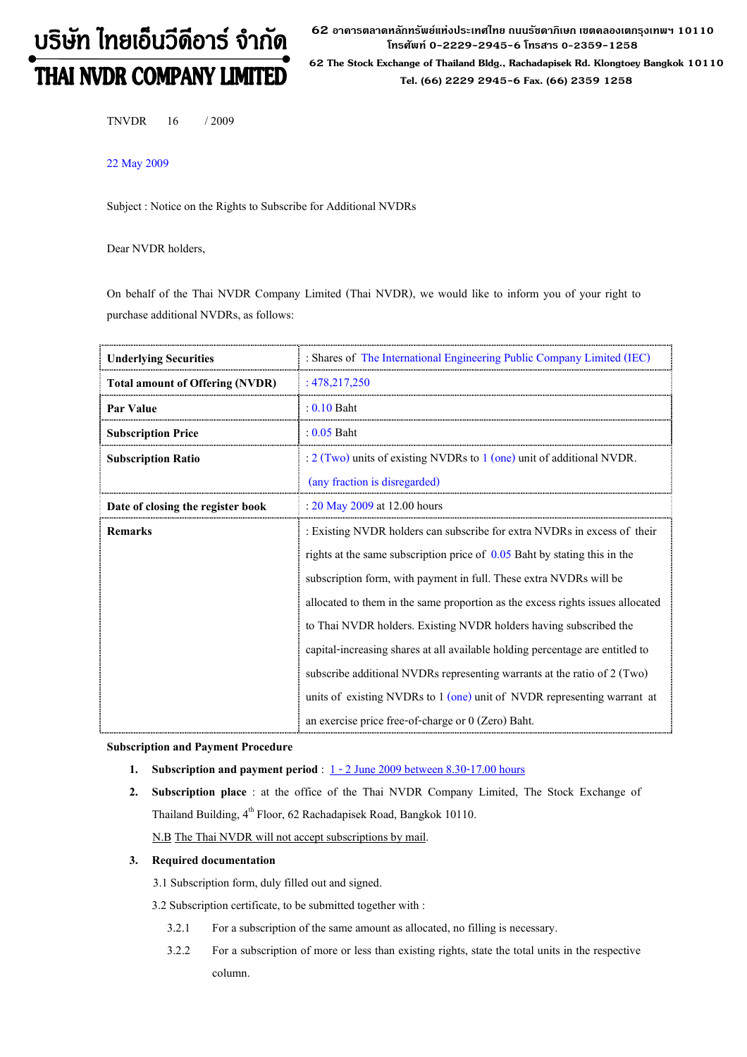# บริษัท ไทยเอ็นวีดีอาร์ จำกัด
# THAI NVDR COMPANY LIMITED

62 อาคารตลาดหลักทรัพย์แห่งประเทศไทย ถนนรัชดาภิเษก เขตคลองเตยกรุงเทพฯ 10110
โทรศัพท์ 0-2229-2945-6 โทรสาร 0-2359-1258
62 The Stock Exchange of Thailand Bldg., Rachadapisek Rd. Klongtoey Bangkok 10110
Tel. (66) 2229 2945-6 Fax. (66) 2359 1258

TNVDR 16 / 2009

22 May 2009

Subject : Notice on the Rights to Subscribe for Additional NVDRs

Dear NVDR holders,

On behalf of the Thai NVDR Company Limited (Thai NVDR), we would like to inform you of your right to purchase additional NVDRs, as follows:

| | |
|---|---|
| **Underlying Securities** | : Shares of The International Engineering Public Company Limited (IEC) |
| **Total amount of Offering (NVDR)** | : 478,217,250 |
| **Par Value** | : 0.10 Baht |
| **Subscription Price** | : 0.05 Baht |
| **Subscription Ratio** | : 2 (Two) units of existing NVDRs to 1 (one) unit of additional NVDR. (any fraction is disregarded) |
| **Date of closing the register book** | : 20 May 2009 at 12.00 hours |
| **Remarks** | : Existing NVDR holders can subscribe for extra NVDRs in excess of their rights at the same subscription price of 0.05 Baht by stating this in the subscription form, with payment in full. These extra NVDRs will be allocated to them in the same proportion as the excess rights issues allocated to Thai NVDR holders. Existing NVDR holders having subscribed the capital-increasing shares at all available holding percentage are entitled to subscribe additional NVDRs representing warrants at the ratio of 2 (Two) units of existing NVDRs to 1 (one) unit of NVDR representing warrant at an exercise price free-of-charge or 0 (Zero) Baht. |

**Subscription and Payment Procedure**

1. **Subscription and payment period** : 1 - 2 June 2009 between 8.30-17.00 hours
2. **Subscription place** : at the office of the Thai NVDR Company Limited, The Stock Exchange of Thailand Building, 4th Floor, 62 Rachadapisek Road, Bangkok 10110.

   N.B The Thai NVDR will not accept subscriptions by mail.
3. **Required documentation**

   3.1 Subscription form, duly filled out and signed.

   3.2 Subscription certificate, to be submitted together with :

   3.2.1 For a subscription of the same amount as allocated, no filling is necessary.

   3.2.2 For a subscription of more or less than existing rights, state the total units in the respective column.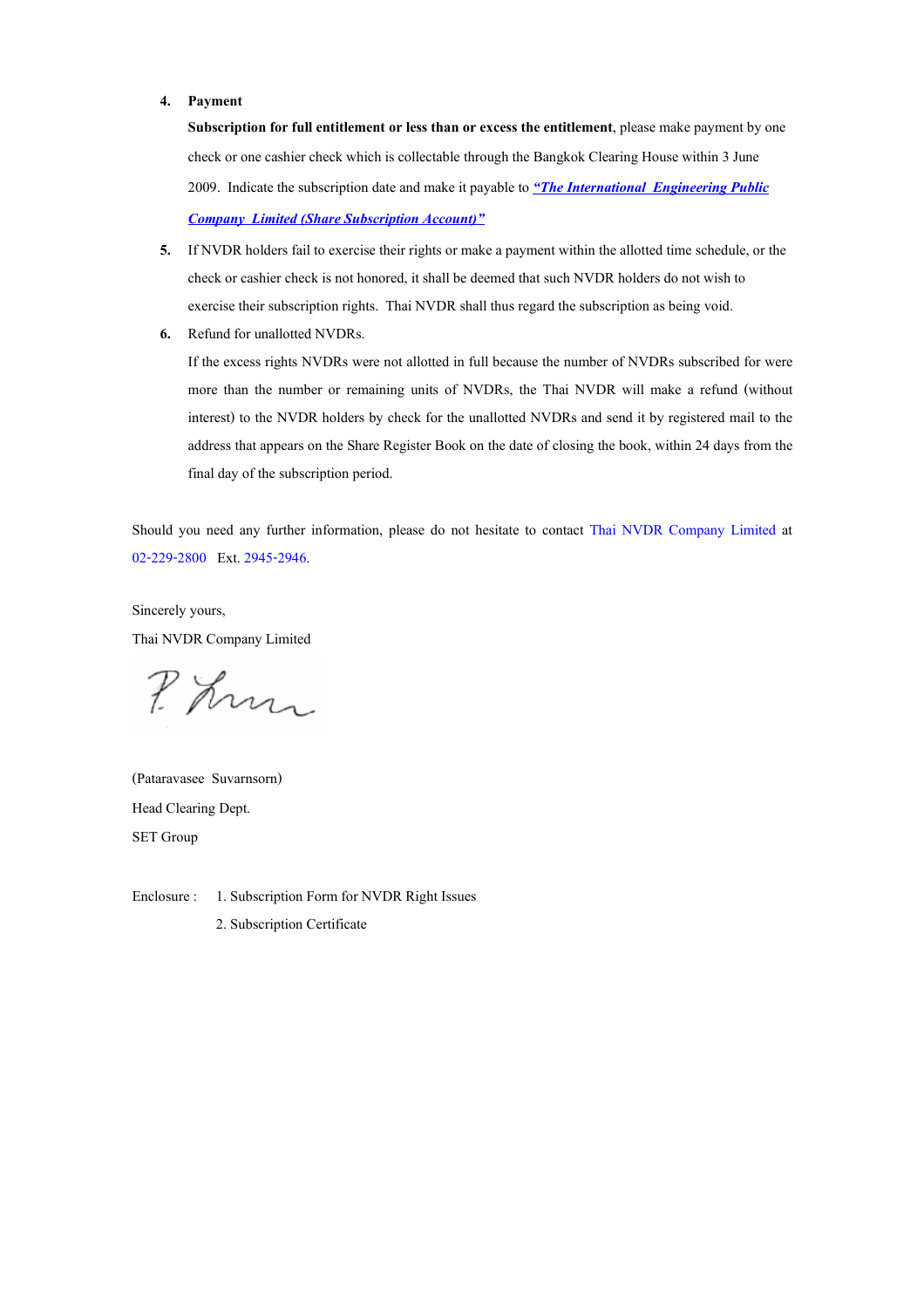4. **Payment**

   **Subscription for full entitlement or less than or excess the entitlement**, please make payment by one check or one cashier check which is collectable through the Bangkok Clearing House within 3 June 2009. Indicate the subscription date and make it payable to ***"The International Engineering Public Company Limited (Share Subscription Account)"***

5. If NVDR holders fail to exercise their rights or make a payment within the allotted time schedule, or the check or cashier check is not honored, it shall be deemed that such NVDR holders do not wish to exercise their subscription rights. Thai NVDR shall thus regard the subscription as being void.

6. Refund for unallotted NVDRs.

   If the excess rights NVDRs were not allotted in full because the number of NVDRs subscribed for were more than the number or remaining units of NVDRs, the Thai NVDR will make a refund (without interest) to the NVDR holders by check for the unallotted NVDRs and send it by registered mail to the address that appears on the Share Register Book on the date of closing the book, within 24 days from the final day of the subscription period.

Should you need any further information, please do not hesitate to contact Thai NVDR Company Limited at 02-229-2800 Ext. 2945-2946.

Sincerely yours,

Thai NVDR Company Limited

(Pataravasee Suvarnsorn)

Head Clearing Dept.

SET Group

Enclosure : 1. Subscription Form for NVDR Right Issues

2. Subscription Certificate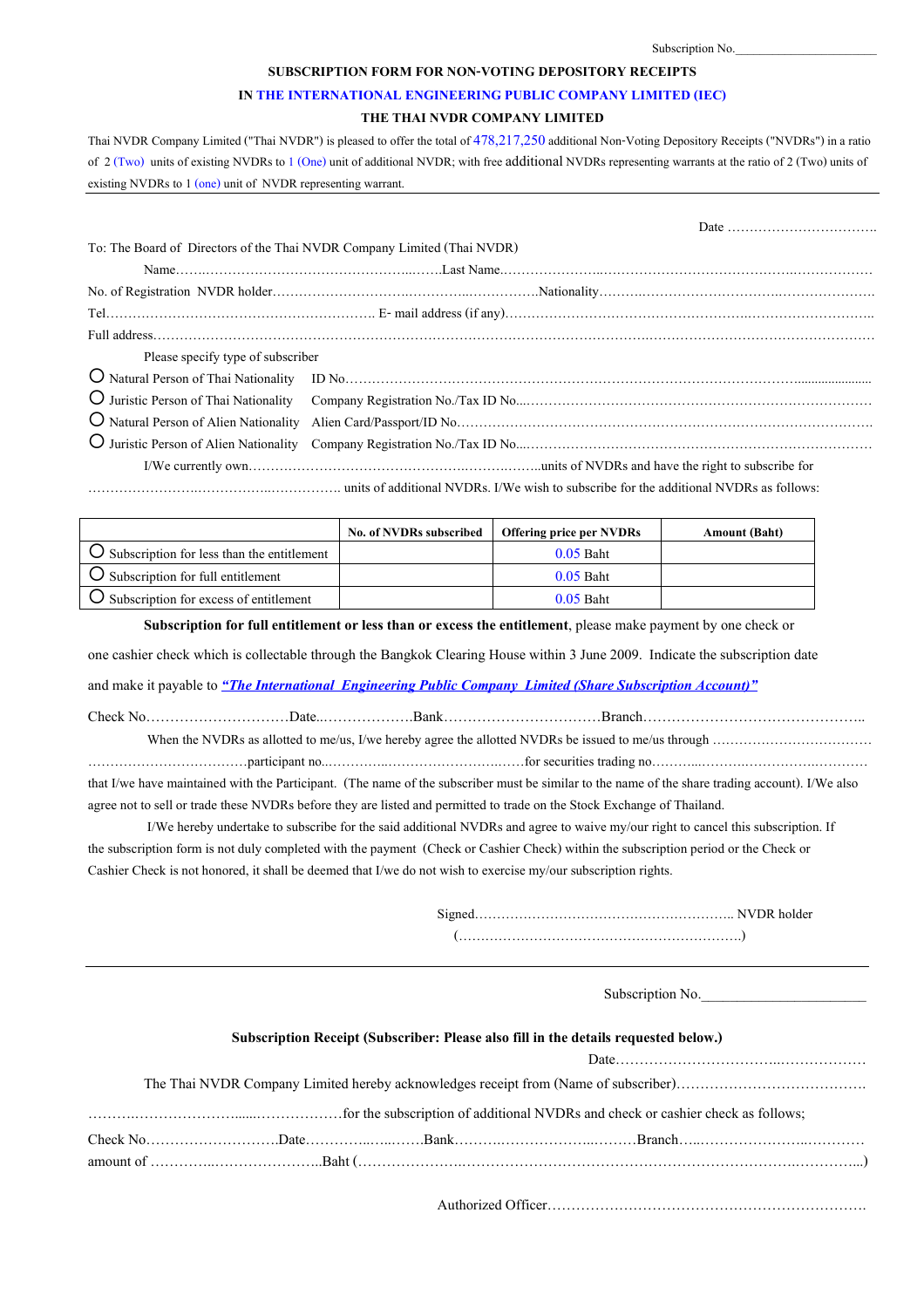Subscription No.______________________

**SUBSCRIPTION FORM FOR NON-VOTING DEPOSITORY RECEIPTS**

**IN THE INTERNATIONAL ENGINEERING PUBLIC COMPANY LIMITED (IEC)**

**THE THAI NVDR COMPANY LIMITED**

Thai NVDR Company Limited ("Thai NVDR") is pleased to offer the total of 478,217,250 additional Non-Voting Depository Receipts ("NVDRs") in a ratio of 2 (Two) units of existing NVDRs to 1 (One) unit of additional NVDR; with free additional NVDRs representing warrants at the ratio of 2 (Two) units of existing NVDRs to 1 (one) unit of NVDR representing warrant.

Date ……………………………

To: The Board of Directors of the Thai NVDR Company Limited (Thai NVDR)

Name…………………………………………………Last Name……………………………………………………………………

No. of Registration NVDR holder…………………………………………………Nationality…………………………………………………

Tel……………………………………………… E- mail address (if any)……………………………………………………………………

Full address………………………………………………………………………………………………………………………………………

Please specify type of subscriber

- ○ Natural Person of Thai Nationality ID No………………………………………………………………………………………
- ○ Juristic Person of Thai Nationality Company Registration No./Tax ID No…………………………………………………………
- ○ Natural Person of Alien Nationality Alien Card/Passport/ID No………………………………………………………………………
- ○ Juristic Person of Alien Nationality Company Registration No./Tax ID No…………………………………………………………

I/We currently own…………………………………………………………units of NVDRs and have the right to subscribe for ……………………………………………… units of additional NVDRs. I/We wish to subscribe for the additional NVDRs as follows:

| | No. of NVDRs subscribed | Offering price per NVDRs | Amount (Baht) |
|---|---|---|---|
| ○ Subscription for less than the entitlement | | 0.05 Baht | |
| ○ Subscription for full entitlement | | 0.05 Baht | |
| ○ Subscription for excess of entitlement | | 0.05 Baht | |

**Subscription for full entitlement or less than or excess the entitlement**, please make payment by one check or one cashier check which is collectable through the Bangkok Clearing House within 3 June 2009. Indicate the subscription date and make it payable to ***"The International Engineering Public Company Limited (Share Subscription Account)"***

Check No…………………………Date………………….Bank……………………………Branch………………………………………

When the NVDRs as allotted to me/us, I/we hereby agree the allotted NVDRs be issued to me/us through ……………………………… ………………………………participant no……………………………………for securities trading no……………………………………… that I/we have maintained with the Participant. (The name of the subscriber must be similar to the name of the share trading account). I/We also agree not to sell or trade these NVDRs before they are listed and permitted to trade on the Stock Exchange of Thailand.

I/We hereby undertake to subscribe for the said additional NVDRs and agree to waive my/our right to cancel this subscription. If the subscription form is not duly completed with the payment (Check or Cashier Check) within the subscription period or the Check or Cashier Check is not honored, it shall be deemed that I/we do not wish to exercise my/our subscription rights.

Signed………………………………………………… NVDR holder

(…………………………………………………………)

---

Subscription No.______________________

**Subscription Receipt (Subscriber: Please also fill in the details requested below.)**

Date………………………………………………

The Thai NVDR Company Limited hereby acknowledges receipt from (Name of subscriber)………………………………… ……………………………………………………for the subscription of additional NVDRs and check or cashier check as follows;

Check No………………………Date…………………Bank……………………………Branch……………………………

amount of …………………………………Baht (……………………………………………………………………………………)

Authorized Officer…………………………………………………………